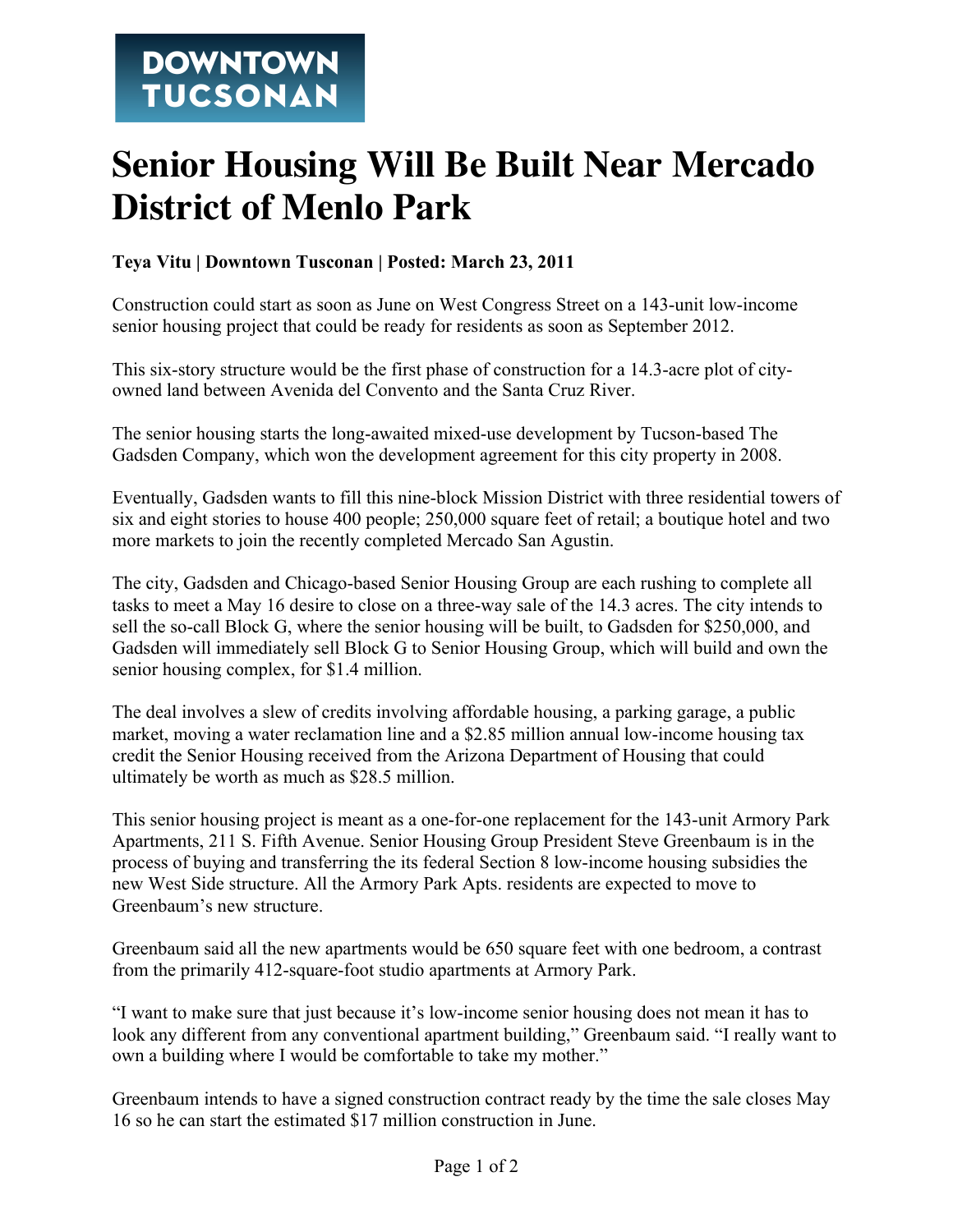**DOWNTOWN TUCSONAN**

# Senior Housing Will Be Built Near Mercado District of Menlo Park

**Teya Vitu | Downtown Tusconan | Posted: March 23, 2011**

Construction could start as soon as June on West Congress Street on a 143-unit low-income senior housing project that could be ready for residents as soon as September 2012.

This six-story structure would be the first phase of construction for a 14.3-acre plot of city-owned land between Avenida del Convento and the Santa Cruz River.

The senior housing starts the long-awaited mixed-use development by Tucson-based The Gadsden Company, which won the development agreement for this city property in 2008.

Eventually, Gadsden wants to fill this nine-block Mission District with three residential towers of six and eight stories to house 400 people; 250,000 square feet of retail; a boutique hotel and two more markets to join the recently completed Mercado San Agustin.

The city, Gadsden and Chicago-based Senior Housing Group are each rushing to complete all tasks to meet a May 16 desire to close on a three-way sale of the 14.3 acres. The city intends to sell the so-call Block G, where the senior housing will be built, to Gadsden for $250,000, and Gadsden will immediately sell Block G to Senior Housing Group, which will build and own the senior housing complex, for $1.4 million.

The deal involves a slew of credits involving affordable housing, a parking garage, a public market, moving a water reclamation line and a $2.85 million annual low-income housing tax credit the Senior Housing received from the Arizona Department of Housing that could ultimately be worth as much as $28.5 million.

This senior housing project is meant as a one-for-one replacement for the 143-unit Armory Park Apartments, 211 S. Fifth Avenue. Senior Housing Group President Steve Greenbaum is in the process of buying and transferring the its federal Section 8 low-income housing subsidies the new West Side structure. All the Armory Park Apts. residents are expected to move to Greenbaum's new structure.

Greenbaum said all the new apartments would be 650 square feet with one bedroom, a contrast from the primarily 412-square-foot studio apartments at Armory Park.

"I want to make sure that just because it's low-income senior housing does not mean it has to look any different from any conventional apartment building," Greenbaum said. "I really want to own a building where I would be comfortable to take my mother."

Greenbaum intends to have a signed construction contract ready by the time the sale closes May 16 so he can start the estimated $17 million construction in June.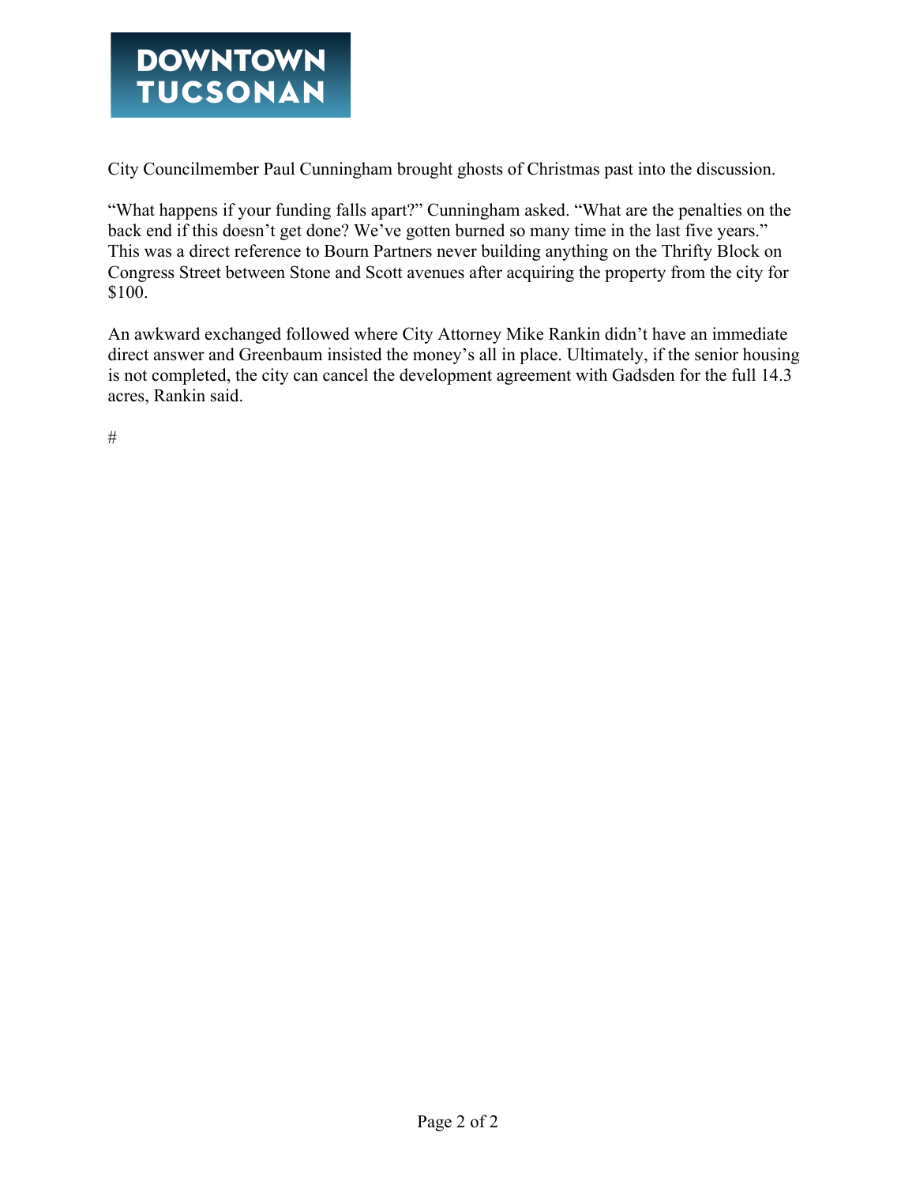City Councilmember Paul Cunningham brought ghosts of Christmas past into the discussion.

"What happens if your funding falls apart?" Cunningham asked. "What are the penalties on the back end if this doesn't get done? We've gotten burned so many time in the last five years." This was a direct reference to Bourn Partners never building anything on the Thrifty Block on Congress Street between Stone and Scott avenues after acquiring the property from the city for $100.

An awkward exchanged followed where City Attorney Mike Rankin didn't have an immediate direct answer and Greenbaum insisted the money's all in place. Ultimately, if the senior housing is not completed, the city can cancel the development agreement with Gadsden for the full 14.3 acres, Rankin said.

#